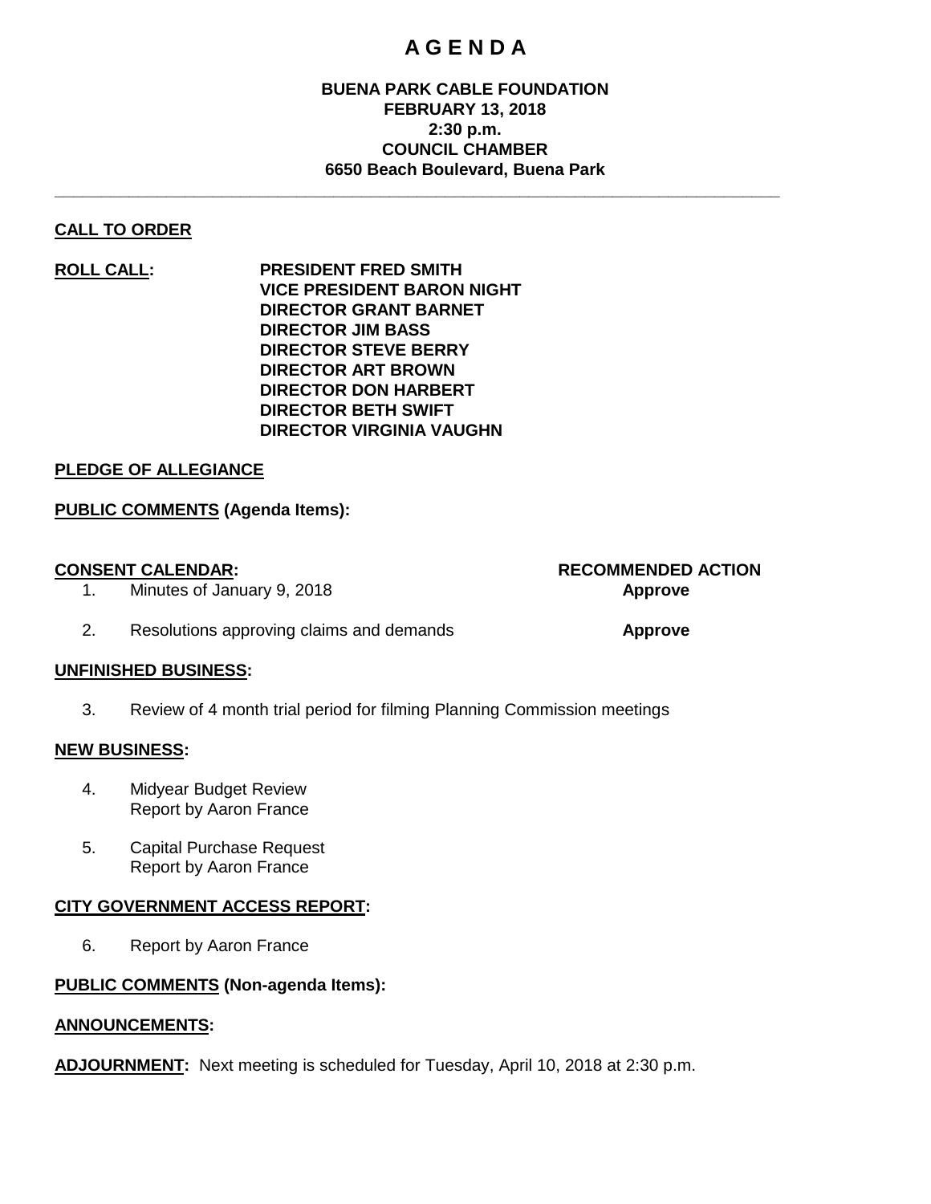# A G E N D A

**BUENA PARK CABLE FOUNDATION**
**FEBRUARY 13, 2018**
**2:30 p.m.**
**COUNCIL CHAMBER**
**6650 Beach Boulevard, Buena Park**

---

**CALL TO ORDER**

**ROLL CALL:**

**PRESIDENT FRED SMITH**
**VICE PRESIDENT BARON NIGHT**
**DIRECTOR GRANT BARNET**
**DIRECTOR JIM BASS**
**DIRECTOR STEVE BERRY**
**DIRECTOR ART BROWN**
**DIRECTOR DON HARBERT**
**DIRECTOR BETH SWIFT**
**DIRECTOR VIRGINIA VAUGHN**

**PLEDGE OF ALLEGIANCE**

**PUBLIC COMMENTS (Agenda Items):**

| **CONSENT CALENDAR:** | **RECOMMENDED ACTION** |
|---|---|
| 1. Minutes of January 9, 2018 | **Approve** |
| 2. Resolutions approving claims and demands | **Approve** |

**UNFINISHED BUSINESS:**

3. Review of 4 month trial period for filming Planning Commission meetings

**NEW BUSINESS:**

4. Midyear Budget Review
   Report by Aaron France

5. Capital Purchase Request
   Report by Aaron France

**CITY GOVERNMENT ACCESS REPORT:**

6. Report by Aaron France

**PUBLIC COMMENTS (Non-agenda Items):**

**ANNOUNCEMENTS:**

**ADJOURNMENT:** Next meeting is scheduled for Tuesday, April 10, 2018 at 2:30 p.m.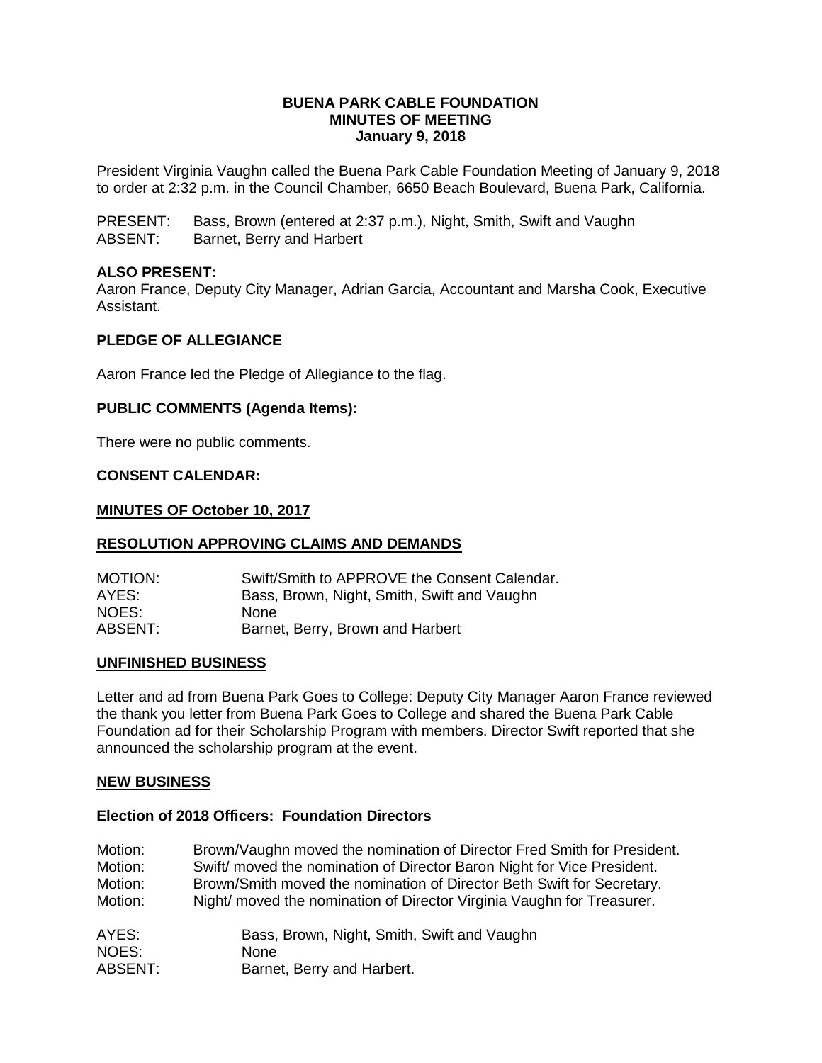**BUENA PARK CABLE FOUNDATION**
**MINUTES OF MEETING**
**January 9, 2018**

President Virginia Vaughn called the Buena Park Cable Foundation Meeting of January 9, 2018 to order at 2:32 p.m. in the Council Chamber, 6650 Beach Boulevard, Buena Park, California.

PRESENT: Bass, Brown (entered at 2:37 p.m.), Night, Smith, Swift and Vaughn
ABSENT: Barnet, Berry and Harbert

**ALSO PRESENT:**
Aaron France, Deputy City Manager, Adrian Garcia, Accountant and Marsha Cook, Executive Assistant.

**PLEDGE OF ALLEGIANCE**

Aaron France led the Pledge of Allegiance to the flag.

**PUBLIC COMMENTS (Agenda Items):**

There were no public comments.

**CONSENT CALENDAR:**

**MINUTES OF October 10, 2017**

**RESOLUTION APPROVING CLAIMS AND DEMANDS**

MOTION: Swift/Smith to APPROVE the Consent Calendar.
AYES: Bass, Brown, Night, Smith, Swift and Vaughn
NOES: None
ABSENT: Barnet, Berry, Brown and Harbert

**UNFINISHED BUSINESS**

Letter and ad from Buena Park Goes to College: Deputy City Manager Aaron France reviewed the thank you letter from Buena Park Goes to College and shared the Buena Park Cable Foundation ad for their Scholarship Program with members. Director Swift reported that she announced the scholarship program at the event.

**NEW BUSINESS**

**Election of 2018 Officers: Foundation Directors**

Motion: Brown/Vaughn moved the nomination of Director Fred Smith for President.
Motion: Swift/ moved the nomination of Director Baron Night for Vice President.
Motion: Brown/Smith moved the nomination of Director Beth Swift for Secretary.
Motion: Night/ moved the nomination of Director Virginia Vaughn for Treasurer.

AYES: Bass, Brown, Night, Smith, Swift and Vaughn
NOES: None
ABSENT: Barnet, Berry and Harbert.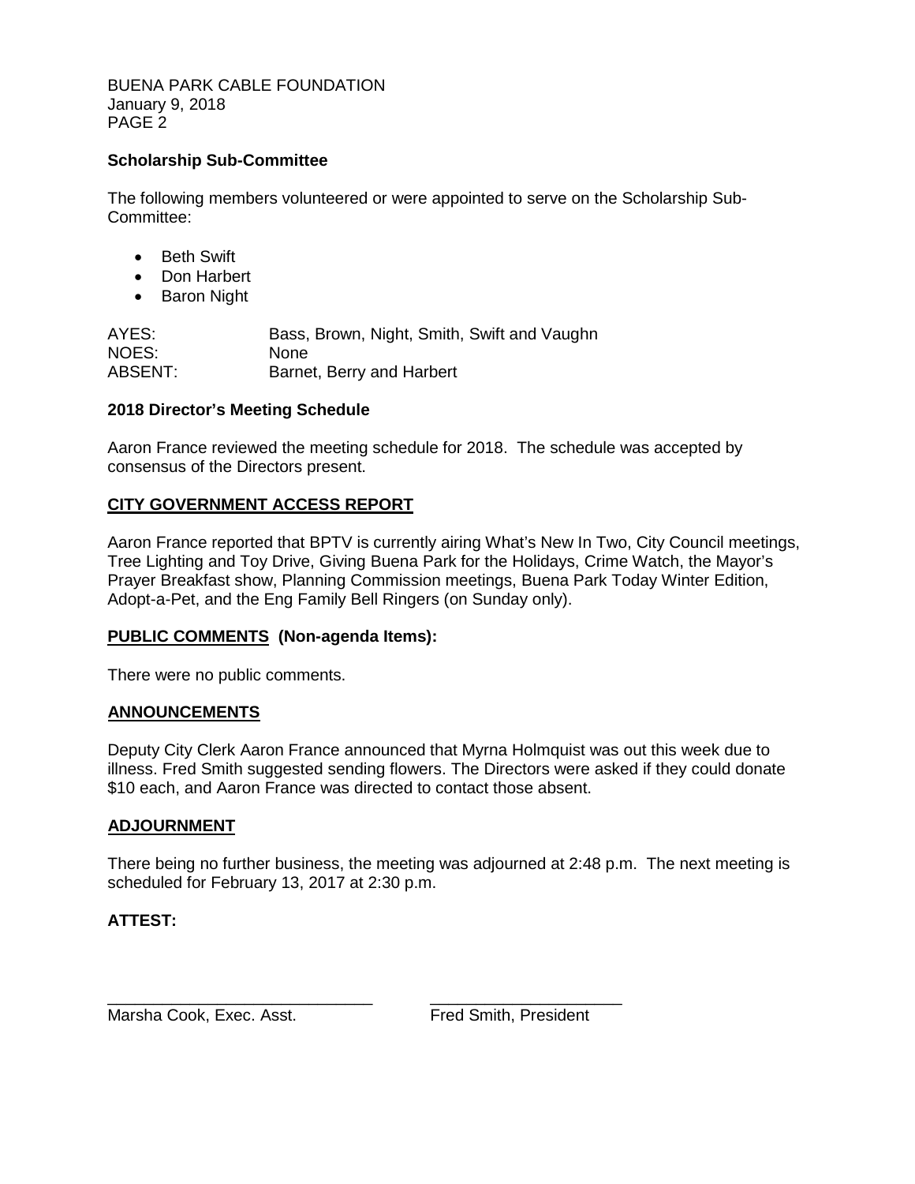### Scholarship Sub-Committee

The following members volunteered or were appointed to serve on the Scholarship Sub-Committee:

- Beth Swift
- Don Harbert
- Baron Night

AYES: Bass, Brown, Night, Smith, Swift and Vaughn
NOES: None
ABSENT: Barnet, Berry and Harbert

### 2018 Director's Meeting Schedule

Aaron France reviewed the meeting schedule for 2018. The schedule was accepted by consensus of the Directors present.

## CITY GOVERNMENT ACCESS REPORT

Aaron France reported that BPTV is currently airing What's New In Two, City Council meetings, Tree Lighting and Toy Drive, Giving Buena Park for the Holidays, Crime Watch, the Mayor's Prayer Breakfast show, Planning Commission meetings, Buena Park Today Winter Edition, Adopt-a-Pet, and the Eng Family Bell Ringers (on Sunday only).

## PUBLIC COMMENTS (Non-agenda Items):

There were no public comments.

## ANNOUNCEMENTS

Deputy City Clerk Aaron France announced that Myrna Holmquist was out this week due to illness. Fred Smith suggested sending flowers. The Directors were asked if they could donate $10 each, and Aaron France was directed to contact those absent.

## ADJOURNMENT

There being no further business, the meeting was adjourned at 2:48 p.m. The next meeting is scheduled for February 13, 2017 at 2:30 p.m.

**ATTEST:**

_____________________________ Marsha Cook, Exec. Asst.

_____________________________ Fred Smith, President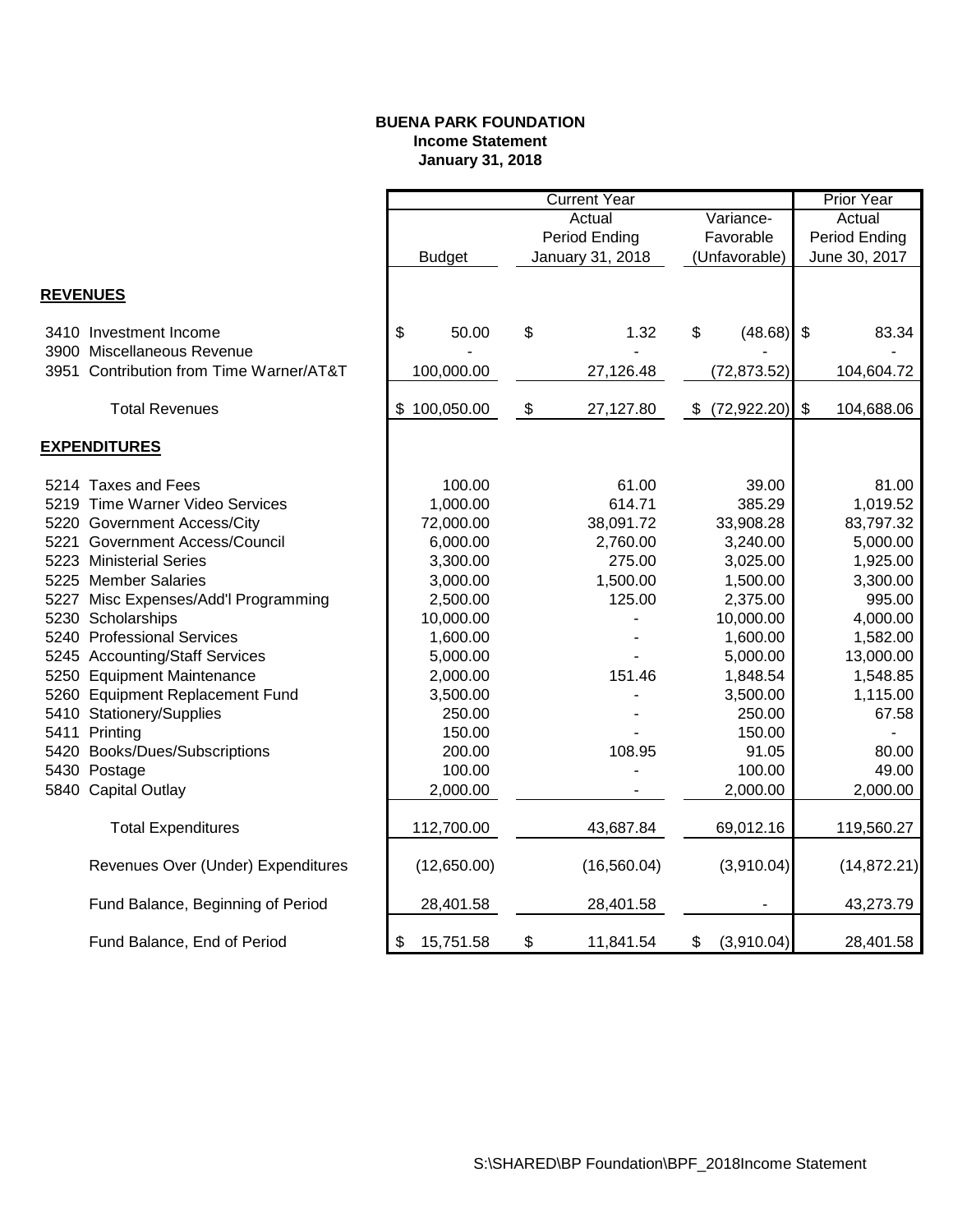**BUENA PARK FOUNDATION**
**Income Statement**
**January 31, 2018**

| | Current Year | | | Prior Year |
|---|---|---|---|---|
| | Budget | Actual Period Ending January 31, 2018 | Variance- Favorable (Unfavorable) | Actual Period Ending June 30, 2017 |
| **REVENUES** | | | | |
| 3410 Investment Income | $ 50.00 | $ 1.32 | $ (48.68) | $ 83.34 |
| 3900 Miscellaneous Revenue | - | - | - | - |
| 3951 Contribution from Time Warner/AT&T | 100,000.00 | 27,126.48 | (72,873.52) | 104,604.72 |
| Total Revenues | $ 100,050.00 | $ 27,127.80 | $ (72,922.20) | $ 104,688.06 |
| **EXPENDITURES** | | | | |
| 5214 Taxes and Fees | 100.00 | 61.00 | 39.00 | 81.00 |
| 5219 Time Warner Video Services | 1,000.00 | 614.71 | 385.29 | 1,019.52 |
| 5220 Government Access/City | 72,000.00 | 38,091.72 | 33,908.28 | 83,797.32 |
| 5221 Government Access/Council | 6,000.00 | 2,760.00 | 3,240.00 | 5,000.00 |
| 5223 Ministerial Series | 3,300.00 | 275.00 | 3,025.00 | 1,925.00 |
| 5225 Member Salaries | 3,000.00 | 1,500.00 | 1,500.00 | 3,300.00 |
| 5227 Misc Expenses/Add'l Programming | 2,500.00 | 125.00 | 2,375.00 | 995.00 |
| 5230 Scholarships | 10,000.00 | - | 10,000.00 | 4,000.00 |
| 5240 Professional Services | 1,600.00 | - | 1,600.00 | 1,582.00 |
| 5245 Accounting/Staff Services | 5,000.00 | - | 5,000.00 | 13,000.00 |
| 5250 Equipment Maintenance | 2,000.00 | 151.46 | 1,848.54 | 1,548.85 |
| 5260 Equipment Replacement Fund | 3,500.00 | - | 3,500.00 | 1,115.00 |
| 5410 Stationery/Supplies | 250.00 | - | 250.00 | 67.58 |
| 5411 Printing | 150.00 | - | 150.00 | - |
| 5420 Books/Dues/Subscriptions | 200.00 | 108.95 | 91.05 | 80.00 |
| 5430 Postage | 100.00 | - | 100.00 | 49.00 |
| 5840 Capital Outlay | 2,000.00 | - | 2,000.00 | 2,000.00 |
| Total Expenditures | 112,700.00 | 43,687.84 | 69,012.16 | 119,560.27 |
| Revenues Over (Under) Expenditures | (12,650.00) | (16,560.04) | (3,910.04) | (14,872.21) |
| Fund Balance, Beginning of Period | 28,401.58 | 28,401.58 | - | 43,273.79 |
| Fund Balance, End of Period | $ 15,751.58 | $ 11,841.54 | $ (3,910.04) | 28,401.58 |

S:\SHARED\BP Foundation\BPF_2018Income Statement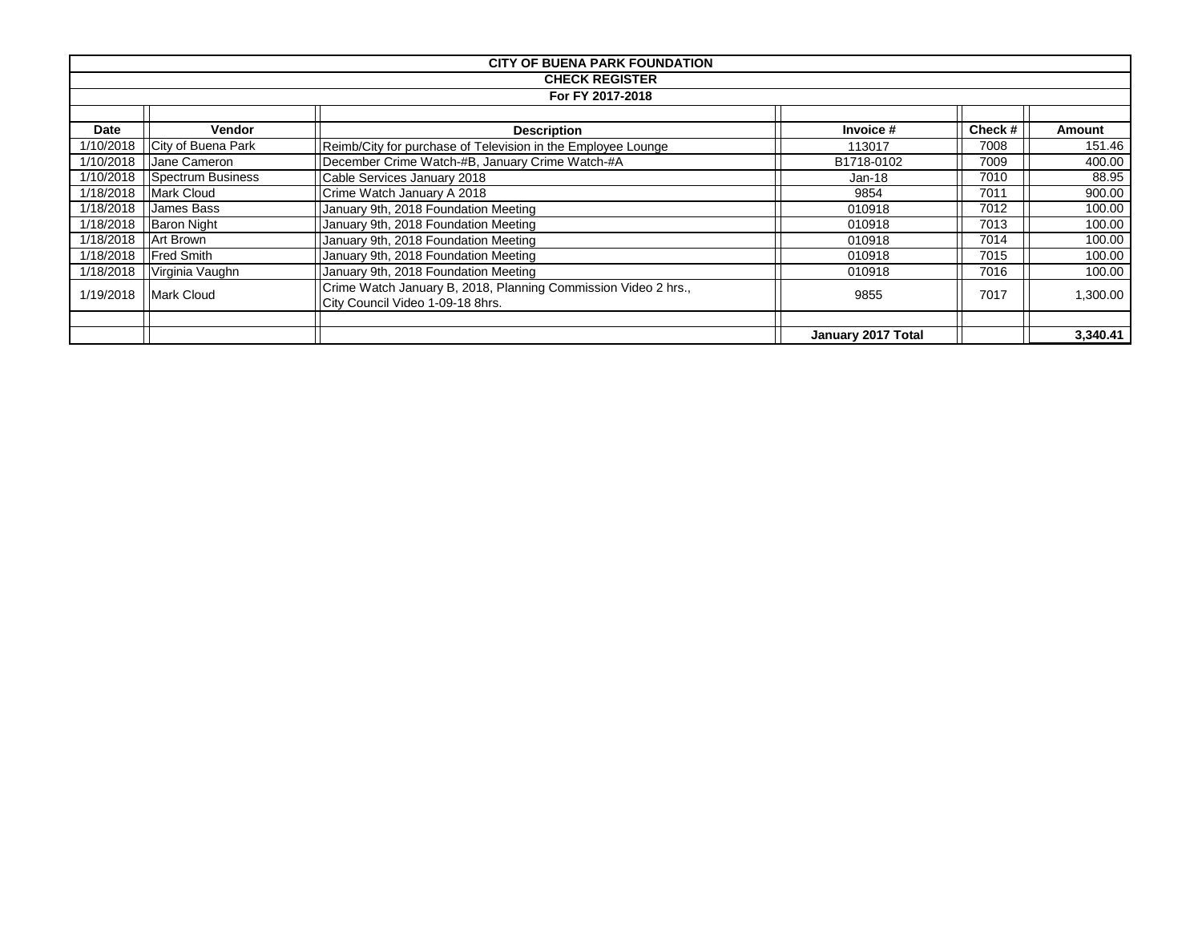**CITY OF BUENA PARK FOUNDATION**

**CHECK REGISTER**

**For FY 2017-2018**

| Date | Vendor | Description | Invoice # | Check # | Amount |
|---|---|---|---|---|---|
| 1/10/2018 | City of Buena Park | Reimb/City for purchase of Television in the Employee Lounge | 113017 | 7008 | 151.46 |
| 1/10/2018 | Jane Cameron | December Crime Watch-#B, January Crime Watch-#A | B1718-0102 | 7009 | 400.00 |
| 1/10/2018 | Spectrum Business | Cable Services January 2018 | Jan-18 | 7010 | 88.95 |
| 1/18/2018 | Mark Cloud | Crime Watch January A 2018 | 9854 | 7011 | 900.00 |
| 1/18/2018 | James Bass | January 9th, 2018 Foundation Meeting | 010918 | 7012 | 100.00 |
| 1/18/2018 | Baron Night | January 9th, 2018 Foundation Meeting | 010918 | 7013 | 100.00 |
| 1/18/2018 | Art Brown | January 9th, 2018 Foundation Meeting | 010918 | 7014 | 100.00 |
| 1/18/2018 | Fred Smith | January 9th, 2018 Foundation Meeting | 010918 | 7015 | 100.00 |
| 1/18/2018 | Virginia Vaughn | January 9th, 2018 Foundation Meeting | 010918 | 7016 | 100.00 |
| 1/19/2018 | Mark Cloud | Crime Watch January B, 2018, Planning Commission Video 2 hrs., City Council Video 1-09-18 8hrs. | 9855 | 7017 | 1,300.00 |
| | | | | | |
| | | | **January 2017 Total** | | **3,340.41** |